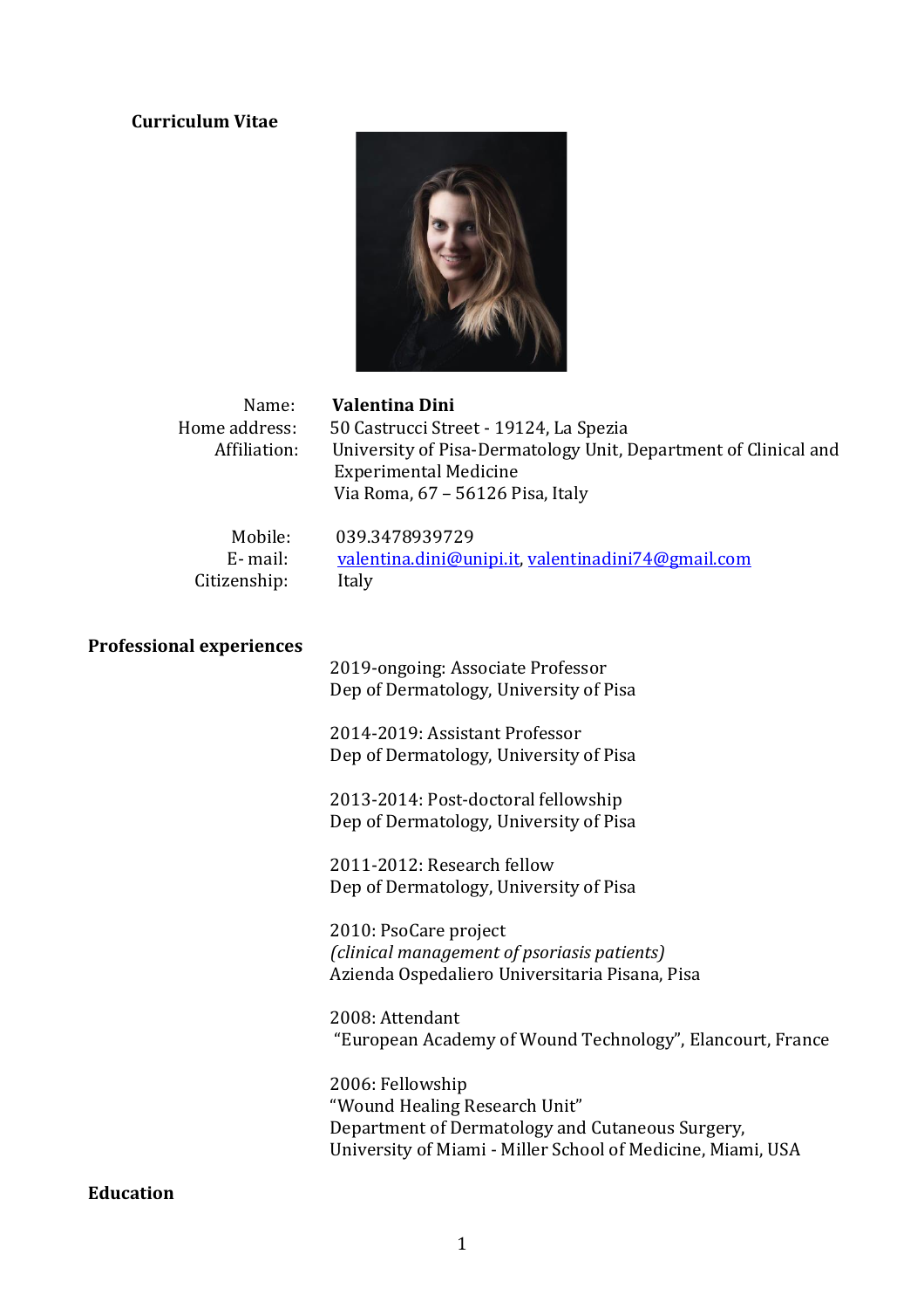**Curriculum Vitae**

| | |
|---|---|
| Name: | **Valentina Dini** |
| Home address: | 50 Castrucci Street - 19124, La Spezia |
| Affiliation: | University of Pisa-Dermatology Unit, Department of Clinical and Experimental Medicine<br>Via Roma, 67 – 56126 Pisa, Italy |
| Mobile: | 039.3478939729 |
| E- mail: | valentina.dini@unipi.it, valentinadini74@gmail.com |
| Citizenship: | Italy |

## Professional experiences

2019-ongoing: Associate Professor
Dep of Dermatology, University of Pisa

2014-2019: Assistant Professor
Dep of Dermatology, University of Pisa

2013-2014: Post-doctoral fellowship
Dep of Dermatology, University of Pisa

2011-2012: Research fellow
Dep of Dermatology, University of Pisa

2010: PsoCare project
*(clinical management of psoriasis patients)*
Azienda Ospedaliero Universitaria Pisana, Pisa

2008: Attendant
"European Academy of Wound Technology", Elancourt, France

2006: Fellowship
"Wound Healing Research Unit"
Department of Dermatology and Cutaneous Surgery,
University of Miami - Miller School of Medicine, Miami, USA

## Education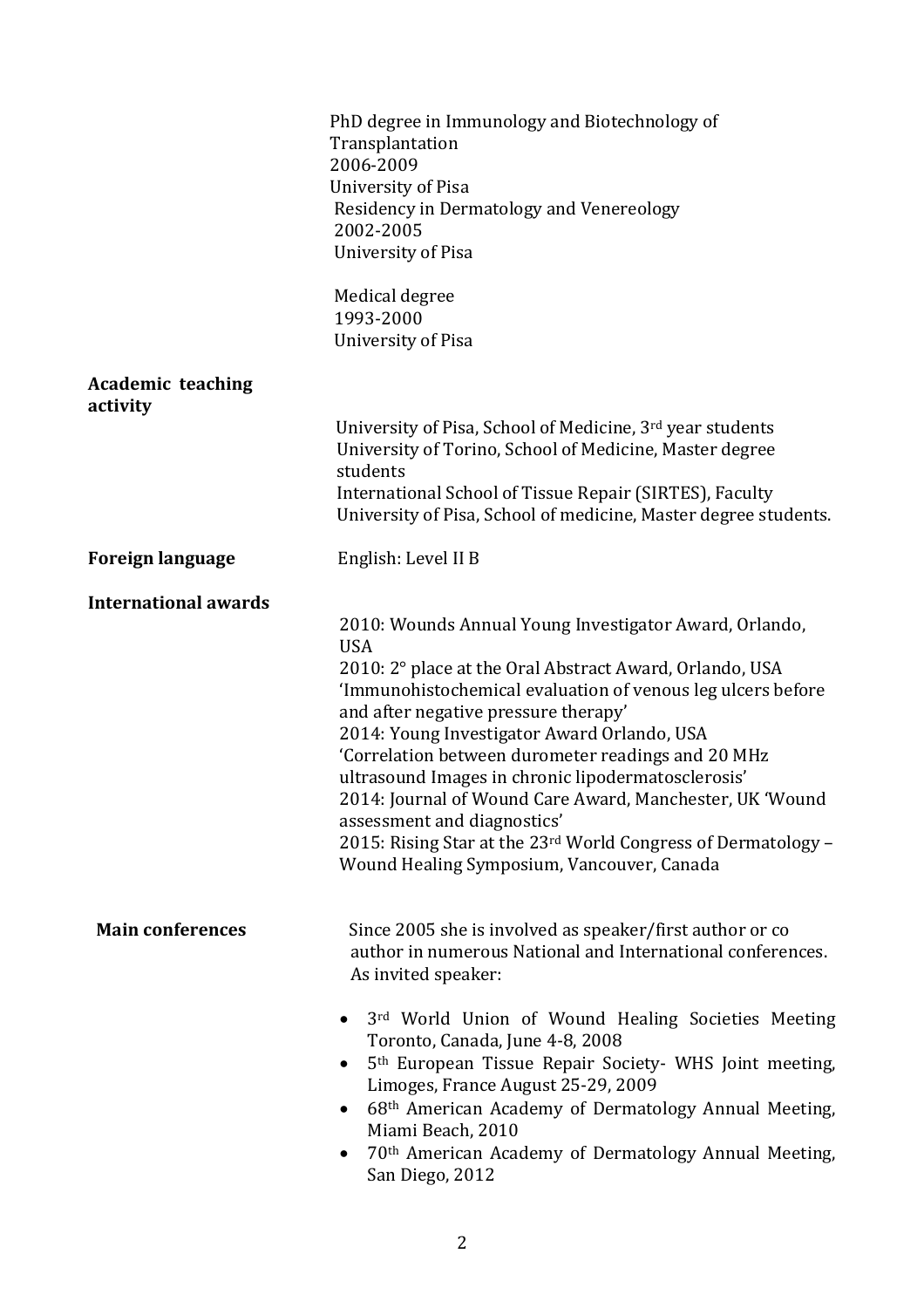PhD degree in Immunology and Biotechnology of Transplantation
2006-2009
University of Pisa

Residency in Dermatology and Venereology
2002-2005
University of Pisa

Medical degree
1993-2000
University of Pisa

**Academic teaching activity**

University of Pisa, School of Medicine, 3rd year students
University of Torino, School of Medicine, Master degree students
International School of Tissue Repair (SIRTES), Faculty
University of Pisa, School of medicine, Master degree students.

**Foreign language**

English: Level II B

**International awards**

2010: Wounds Annual Young Investigator Award, Orlando, USA
2010: 2° place at the Oral Abstract Award, Orlando, USA 'Immunohistochemical evaluation of venous leg ulcers before and after negative pressure therapy'
2014: Young Investigator Award Orlando, USA 'Correlation between durometer readings and 20 MHz ultrasound Images in chronic lipodermatosclerosis'
2014: Journal of Wound Care Award, Manchester, UK 'Wound assessment and diagnostics'
2015: Rising Star at the 23rd World Congress of Dermatology – Wound Healing Symposium, Vancouver, Canada

**Main conferences**

Since 2005 she is involved as speaker/first author or co author in numerous National and International conferences. As invited speaker:

- 3rd World Union of Wound Healing Societies Meeting Toronto, Canada, June 4-8, 2008
- 5th European Tissue Repair Society- WHS Joint meeting, Limoges, France August 25-29, 2009
- 68th American Academy of Dermatology Annual Meeting, Miami Beach, 2010
- 70th American Academy of Dermatology Annual Meeting, San Diego, 2012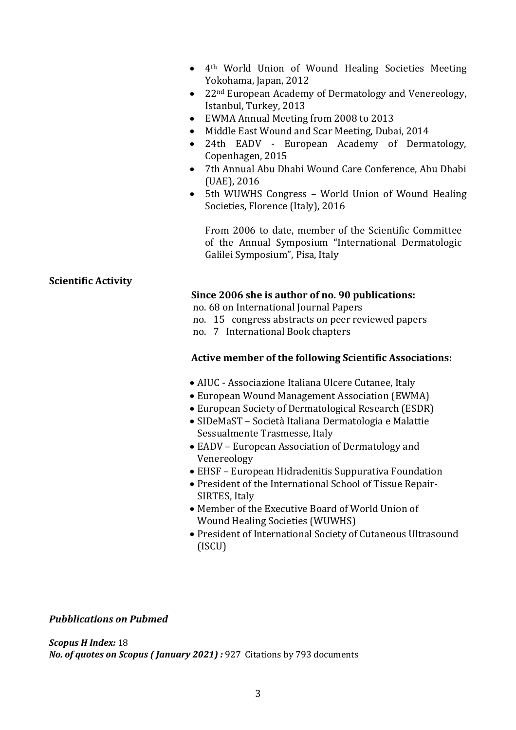- 4th World Union of Wound Healing Societies Meeting Yokohama, Japan, 2012
- 22nd European Academy of Dermatology and Venereology, Istanbul, Turkey, 2013
- EWMA Annual Meeting from 2008 to 2013
- Middle East Wound and Scar Meeting, Dubai, 2014
- 24th EADV - European Academy of Dermatology, Copenhagen, 2015
- 7th Annual Abu Dhabi Wound Care Conference, Abu Dhabi (UAE), 2016
- 5th WUWHS Congress – World Union of Wound Healing Societies, Florence (Italy), 2016

From 2006 to date, member of the Scientific Committee of the Annual Symposium "International Dermatologic Galilei Symposium", Pisa, Italy

**Scientific Activity**

**Since 2006 she is author of no. 90 publications:**

no. 68 on International Journal Papers
no. 15 congress abstracts on peer reviewed papers
no. 7 International Book chapters

**Active member of the following Scientific Associations:**

- AIUC - Associazione Italiana Ulcere Cutanee, Italy
- European Wound Management Association (EWMA)
- European Society of Dermatological Research (ESDR)
- SIDeMaST – Società Italiana Dermatologia e Malattie Sessualmente Trasmesse, Italy
- EADV – European Association of Dermatology and Venereology
- EHSF – European Hidradenitis Suppurativa Foundation
- President of the International School of Tissue Repair-SIRTES, Italy
- Member of the Executive Board of World Union of Wound Healing Societies (WUWHS)
- President of International Society of Cutaneous Ultrasound (ISCU)

***Pubblications on Pubmed***

***Scopus H Index:*** 18
***No. of quotes on Scopus ( January 2021) :*** 927 Citations by 793 documents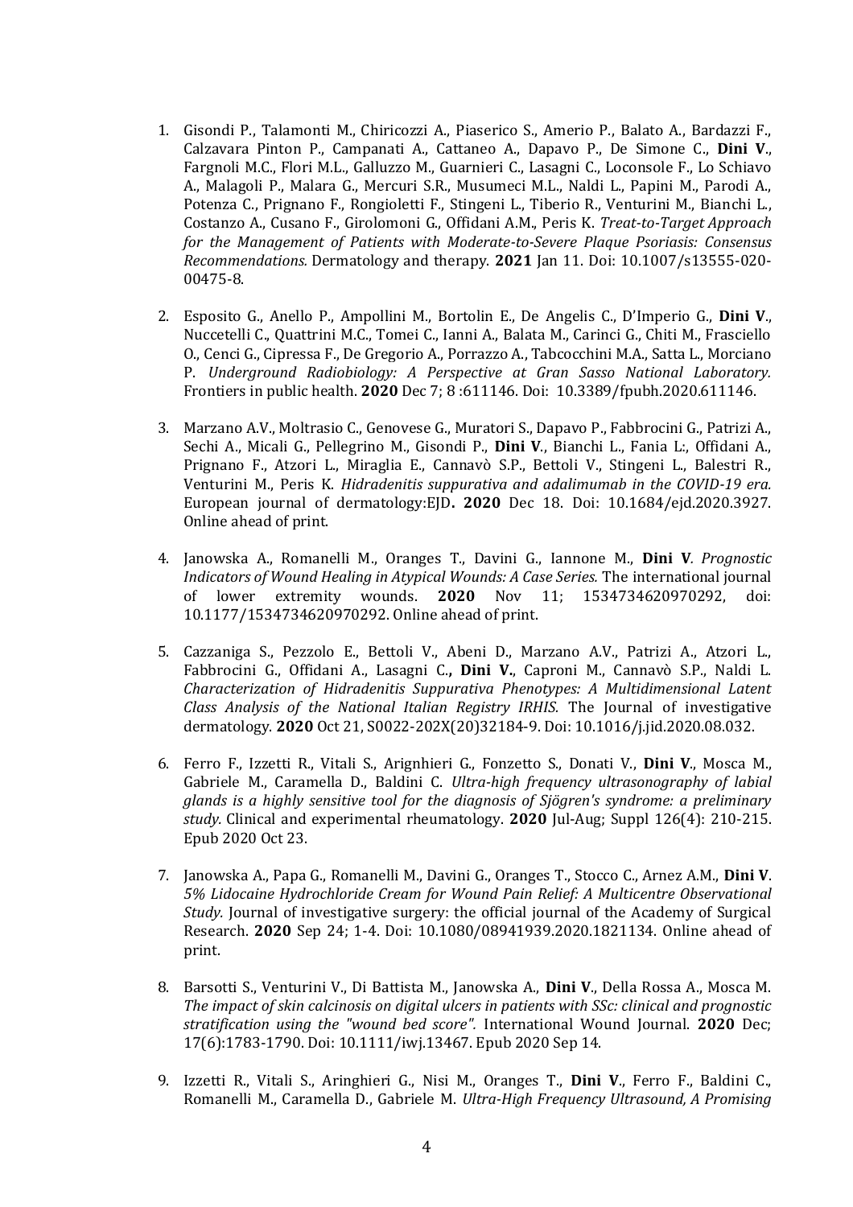1. Gisondi P., Talamonti M., Chiricozzi A., Piaserico S., Amerio P., Balato A., Bardazzi F., Calzavara Pinton P., Campanati A., Cattaneo A., Dapavo P., De Simone C., **Dini V**., Fargnoli M.C., Flori M.L., Galluzzo M., Guarnieri C., Lasagni C., Loconsole F., Lo Schiavo A., Malagoli P., Malara G., Mercuri S.R., Musumeci M.L., Naldi L., Papini M., Parodi A., Potenza C., Prignano F., Rongioletti F., Stingeni L., Tiberio R., Venturini M., Bianchi L., Costanzo A., Cusano F., Girolomoni G., Offidani A.M., Peris K. *Treat-to-Target Approach for the Management of Patients with Moderate-to-Severe Plaque Psoriasis: Consensus Recommendations.* Dermatology and therapy. **2021** Jan 11. Doi: 10.1007/s13555-020-00475-8.

2. Esposito G., Anello P., Ampollini M., Bortolin E., De Angelis C., D'Imperio G., **Dini V**., Nuccetelli C., Quattrini M.C., Tomei C., Ianni A., Balata M., Carinci G., Chiti M., Frasciello O., Cenci G., Cipressa F., De Gregorio A., Porrazzo A., Tabcocchini M.A., Satta L., Morciano P. *Underground Radiobiology: A Perspective at Gran Sasso National Laboratory.* Frontiers in public health. **2020** Dec 7; 8 :611146. Doi: 10.3389/fpubh.2020.611146.

3. Marzano A.V., Moltrasio C., Genovese G., Muratori S., Dapavo P., Fabbrocini G., Patrizi A., Sechi A., Micali G., Pellegrino M., Gisondi P., **Dini V**., Bianchi L., Fania L:, Offidani A., Prignano F., Atzori L., Miraglia E., Cannavò S.P., Bettoli V., Stingeni L., Balestri R., Venturini M., Peris K. *Hidradenitis suppurativa and adalimumab in the COVID-19 era.* European journal of dermatology:EJD**. 2020** Dec 18. Doi: 10.1684/ejd.2020.3927. Online ahead of print.

4. Janowska A., Romanelli M., Oranges T., Davini G., Iannone M., **Dini V**. *Prognostic Indicators of Wound Healing in Atypical Wounds: A Case Series.* The international journal of lower extremity wounds. **2020** Nov 11; 1534734620970292, doi: 10.1177/1534734620970292. Online ahead of print.

5. Cazzaniga S., Pezzolo E., Bettoli V., Abeni D., Marzano A.V., Patrizi A., Atzori L., Fabbrocini G., Offidani A., Lasagni C.**, Dini V.**, Caproni M., Cannavò S.P., Naldi L. *Characterization of Hidradenitis Suppurativa Phenotypes: A Multidimensional Latent Class Analysis of the National Italian Registry IRHIS.* The Journal of investigative dermatology. **2020** Oct 21, S0022-202X(20)32184-9. Doi: 10.1016/j.jid.2020.08.032.

6. Ferro F., Izzetti R., Vitali S., Arignhieri G., Fonzetto S., Donati V., **Dini V**., Mosca M., Gabriele M., Caramella D., Baldini C. *Ultra-high frequency ultrasonography of labial glands is a highly sensitive tool for the diagnosis of Sjögren's syndrome: a preliminary study.* Clinical and experimental rheumatology. **2020** Jul-Aug; Suppl 126(4): 210-215. Epub 2020 Oct 23.

7. Janowska A., Papa G., Romanelli M., Davini G., Oranges T., Stocco C., Arnez A.M., **Dini V**. *5% Lidocaine Hydrochloride Cream for Wound Pain Relief: A Multicentre Observational Study.* Journal of investigative surgery: the official journal of the Academy of Surgical Research. **2020** Sep 24; 1-4. Doi: 10.1080/08941939.2020.1821134. Online ahead of print.

8. Barsotti S., Venturini V., Di Battista M., Janowska A., **Dini V**., Della Rossa A., Mosca M. *The impact of skin calcinosis on digital ulcers in patients with SSc: clinical and prognostic stratification using the "wound bed score".* International Wound Journal. **2020** Dec; 17(6):1783-1790. Doi: 10.1111/iwj.13467. Epub 2020 Sep 14.

9. Izzetti R., Vitali S., Aringhieri G., Nisi M., Oranges T., **Dini V**., Ferro F., Baldini C., Romanelli M., Caramella D., Gabriele M. *Ultra-High Frequency Ultrasound, A Promising*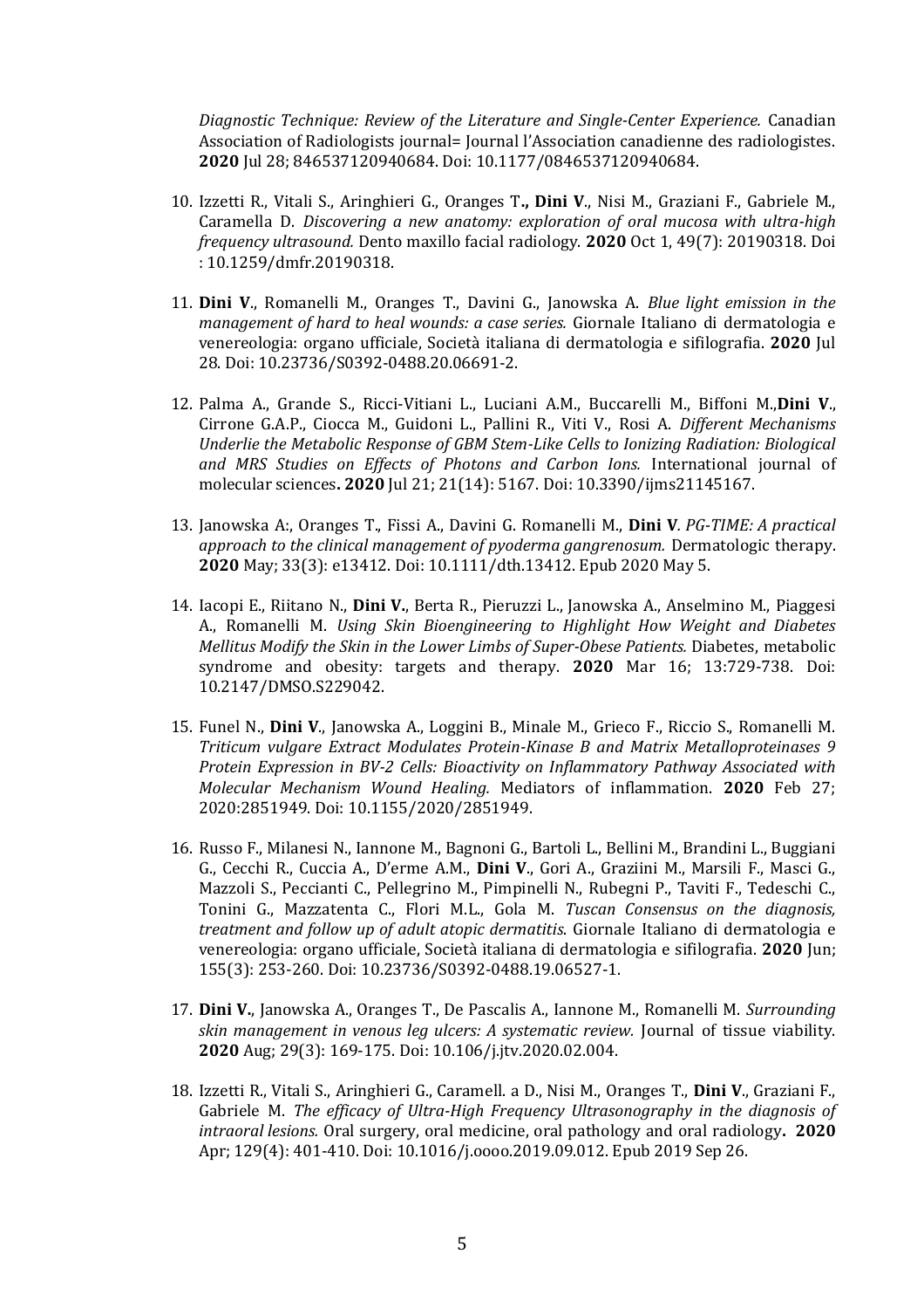*Diagnostic Technique: Review of the Literature and Single-Center Experience.* Canadian Association of Radiologists journal= Journal l'Association canadienne des radiologistes. **2020** Jul 28; 846537120940684. Doi: 10.1177/0846537120940684.

10. Izzetti R., Vitali S., Aringhieri G., Oranges T**., Dini V**., Nisi M., Graziani F., Gabriele M., Caramella D. *Discovering a new anatomy: exploration of oral mucosa with ultra-high frequency ultrasound.* Dento maxillo facial radiology. **2020** Oct 1, 49(7): 20190318. Doi : 10.1259/dmfr.20190318.

11. **Dini V**., Romanelli M., Oranges T., Davini G., Janowska A. *Blue light emission in the management of hard to heal wounds: a case series.* Giornale Italiano di dermatologia e venereologia: organo ufficiale, Società italiana di dermatologia e sifilografia. **2020** Jul 28. Doi: 10.23736/S0392-0488.20.06691-2.

12. Palma A., Grande S., Ricci-Vitiani L., Luciani A.M., Buccarelli M., Biffoni M.,**Dini V**., Cirrone G.A.P., Ciocca M., Guidoni L., Pallini R., Viti V., Rosi A. *Different Mechanisms Underlie the Metabolic Response of GBM Stem-Like Cells to Ionizing Radiation: Biological and MRS Studies on Effects of Photons and Carbon Ions.* International journal of molecular sciences**. 2020** Jul 21; 21(14): 5167. Doi: 10.3390/ijms21145167.

13. Janowska A:, Oranges T., Fissi A., Davini G. Romanelli M., **Dini V**. *PG-TIME: A practical approach to the clinical management of pyoderma gangrenosum.* Dermatologic therapy. **2020** May; 33(3): e13412. Doi: 10.1111/dth.13412. Epub 2020 May 5.

14. Iacopi E., Riitano N., **Dini V.**, Berta R., Pieruzzi L., Janowska A., Anselmino M., Piaggesi A., Romanelli M. *Using Skin Bioengineering to Highlight How Weight and Diabetes Mellitus Modify the Skin in the Lower Limbs of Super-Obese Patients.* Diabetes, metabolic syndrome and obesity: targets and therapy. **2020** Mar 16; 13:729-738. Doi: 10.2147/DMSO.S229042.

15. Funel N., **Dini V**., Janowska A., Loggini B., Minale M., Grieco F., Riccio S., Romanelli M. *Triticum vulgare Extract Modulates Protein-Kinase B and Matrix Metalloproteinases 9 Protein Expression in BV-2 Cells: Bioactivity on Inflammatory Pathway Associated with Molecular Mechanism Wound Healing.* Mediators of inflammation. **2020** Feb 27; 2020:2851949. Doi: 10.1155/2020/2851949.

16. Russo F., Milanesi N., Iannone M., Bagnoni G., Bartoli L., Bellini M., Brandini L., Buggiani G., Cecchi R., Cuccia A., D'erme A.M., **Dini V**., Gori A., Graziini M., Marsili F., Masci G., Mazzoli S., Peccianti C., Pellegrino M., Pimpinelli N., Rubegni P., Taviti F., Tedeschi C., Tonini G., Mazzatenta C., Flori M.L., Gola M. *Tuscan Consensus on the diagnosis, treatment and follow up of adult atopic dermatitis*. Giornale Italiano di dermatologia e venereologia: organo ufficiale, Società italiana di dermatologia e sifilografia. **2020** Jun; 155(3): 253-260. Doi: 10.23736/S0392-0488.19.06527-1.

17. **Dini V.**, Janowska A., Oranges T., De Pascalis A., Iannone M., Romanelli M. *Surrounding skin management in venous leg ulcers: A systematic review.* Journal of tissue viability. **2020** Aug; 29(3): 169-175. Doi: 10.106/j.jtv.2020.02.004.

18. Izzetti R., Vitali S., Aringhieri G., Caramell. a D., Nisi M., Oranges T., **Dini V**., Graziani F., Gabriele M. *The efficacy of Ultra-High Frequency Ultrasonography in the diagnosis of intraoral lesions.* Oral surgery, oral medicine, oral pathology and oral radiology**. 2020** Apr; 129(4): 401-410. Doi: 10.1016/j.oooo.2019.09.012. Epub 2019 Sep 26.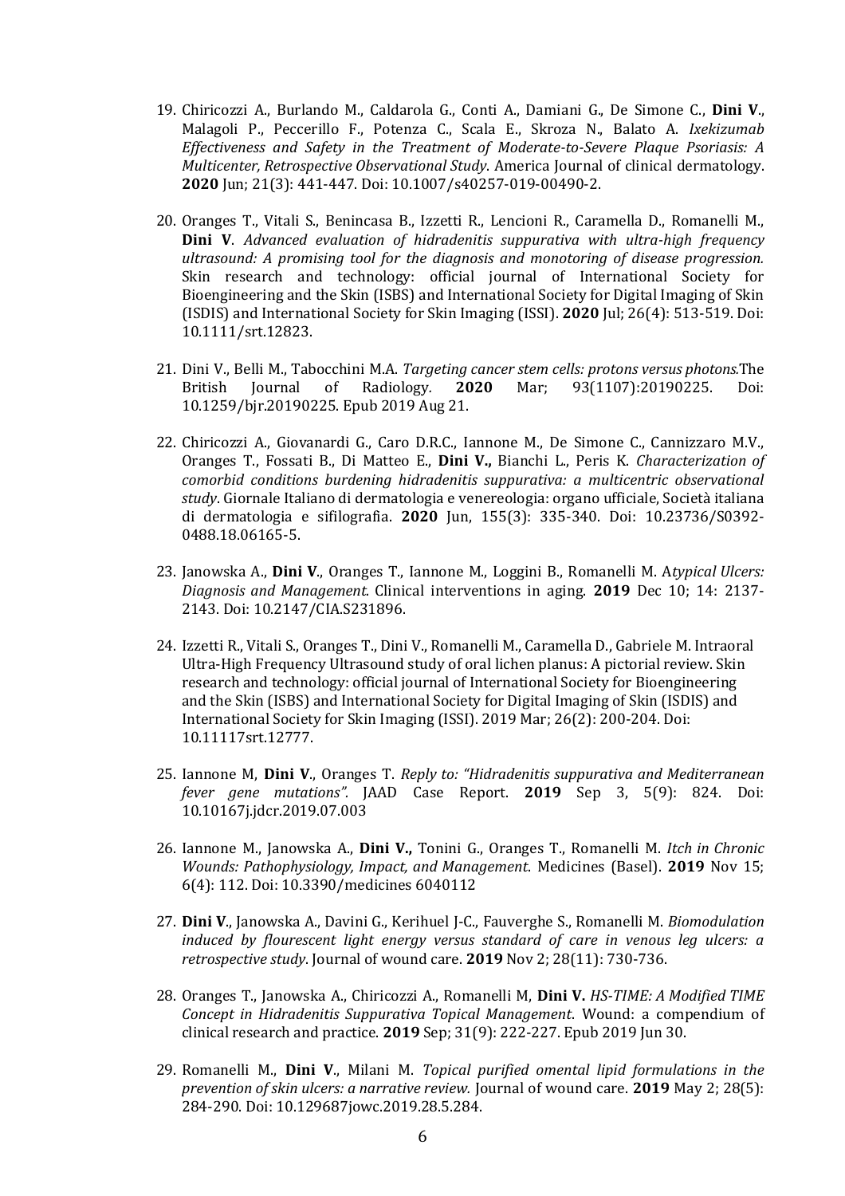19. Chiricozzi A., Burlando M., Caldarola G., Conti A., Damiani G., De Simone C., **Dini V**., Malagoli P., Peccerillo F., Potenza C., Scala E., Skroza N., Balato A. *Ixekizumab Effectiveness and Safety in the Treatment of Moderate-to-Severe Plaque Psoriasis: A Multicenter, Retrospective Observational Study*. America Journal of clinical dermatology. **2020** Jun; 21(3): 441-447. Doi: 10.1007/s40257-019-00490-2.

20. Oranges T., Vitali S., Benincasa B., Izzetti R., Lencioni R., Caramella D., Romanelli M., **Dini V**. *Advanced evaluation of hidradenitis suppurativa with ultra-high frequency ultrasound: A promising tool for the diagnosis and monotoring of disease progression.* Skin research and technology: official journal of International Society for Bioengineering and the Skin (ISBS) and International Society for Digital Imaging of Skin (ISDIS) and International Society for Skin Imaging (ISSI). **2020** Jul; 26(4): 513-519. Doi: 10.1111/srt.12823.

21. Dini V., Belli M., Tabocchini M.A. *Targeting cancer stem cells: protons versus photons.*The British Journal of Radiology. **2020** Mar; 93(1107):20190225. Doi: 10.1259/bjr.20190225. Epub 2019 Aug 21.

22. Chiricozzi A., Giovanardi G., Caro D.R.C., Iannone M., De Simone C., Cannizzaro M.V., Oranges T., Fossati B., Di Matteo E., **Dini V.,** Bianchi L., Peris K. *Characterization of comorbid conditions burdening hidradenitis suppurativa: a multicentric observational study*. Giornale Italiano di dermatologia e venereologia: organo ufficiale, Società italiana di dermatologia e sifilografia. **2020** Jun, 155(3): 335-340. Doi: 10.23736/S0392-0488.18.06165-5.

23. Janowska A., **Dini V**., Oranges T., Iannone M., Loggini B., Romanelli M. A*typical Ulcers: Diagnosis and Management.* Clinical interventions in aging. **2019** Dec 10; 14: 2137-2143. Doi: 10.2147/CIA.S231896.

24. Izzetti R., Vitali S., Oranges T., Dini V., Romanelli M., Caramella D., Gabriele M. Intraoral Ultra-High Frequency Ultrasound study of oral lichen planus: A pictorial review. Skin research and technology: official journal of International Society for Bioengineering and the Skin (ISBS) and International Society for Digital Imaging of Skin (ISDIS) and International Society for Skin Imaging (ISSI). 2019 Mar; 26(2): 200-204. Doi: 10.11117srt.12777.

25. Iannone M, **Dini V**., Oranges T. *Reply to: "Hidradenitis suppurativa and Mediterranean fever gene mutations".* JAAD Case Report. **2019** Sep 3, 5(9): 824. Doi: 10.10167j.jdcr.2019.07.003

26. Iannone M., Janowska A., **Dini V.,** Tonini G., Oranges T., Romanelli M. *Itch in Chronic Wounds: Pathophysiology, Impact, and Management*. Medicines (Basel). **2019** Nov 15; 6(4): 112. Doi: 10.3390/medicines 6040112

27. **Dini V**., Janowska A., Davini G., Kerihuel J-C., Fauverghe S., Romanelli M. *Biomodulation induced by flourescent light energy versus standard of care in venous leg ulcers: a retrospective study*. Journal of wound care. **2019** Nov 2; 28(11): 730-736.

28. Oranges T., Janowska A., Chiricozzi A., Romanelli M, **Dini V.** *HS-TIME: A Modified TIME Concept in Hidradenitis Suppurativa Topical Management*. Wound: a compendium of clinical research and practice. **2019** Sep; 31(9): 222-227. Epub 2019 Jun 30.

29. Romanelli M., **Dini V**., Milani M. *Topical purified omental lipid formulations in the prevention of skin ulcers: a narrative review.* Journal of wound care. **2019** May 2; 28(5): 284-290. Doi: 10.129687jowc.2019.28.5.284.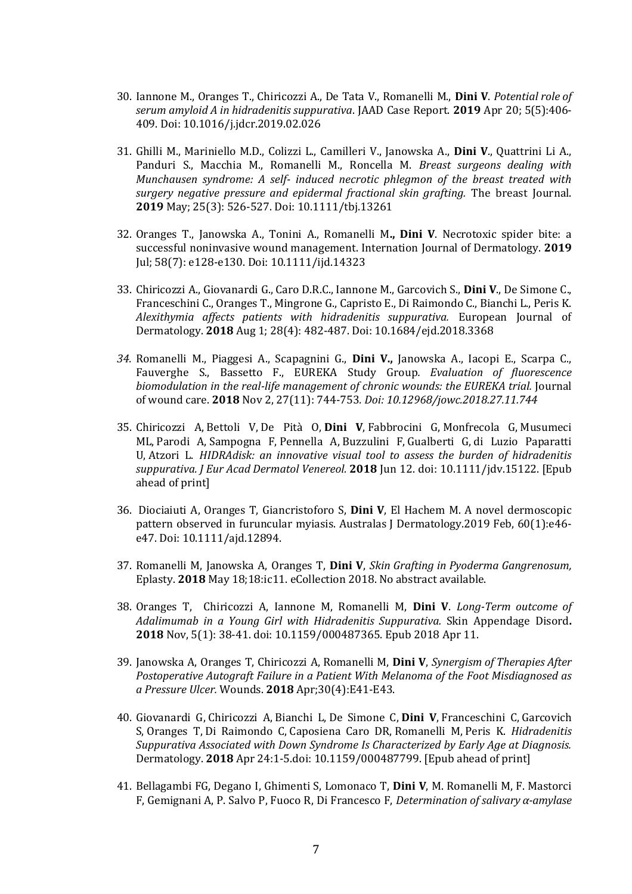30. Iannone M., Oranges T., Chiricozzi A., De Tata V., Romanelli M., **Dini V**. *Potential role of serum amyloid A in hidradenitis suppurativa*. JAAD Case Report. **2019** Apr 20; 5(5):406-409. Doi: 10.1016/j.jdcr.2019.02.026

31. Ghilli M., Mariniello M.D., Colizzi L., Camilleri V., Janowska A., **Dini V**., Quattrini Li A., Panduri S., Macchia M., Romanelli M., Roncella M. *Breast surgeons dealing with Munchausen syndrome: A self- induced necrotic phlegmon of the breast treated with surgery negative pressure and epidermal fractional skin grafting.* The breast Journal. **2019** May; 25(3): 526-527. Doi: 10.1111/tbj.13261

32. Oranges T., Janowska A., Tonini A., Romanelli M**., Dini V**. Necrotoxic spider bite: a successful noninvasive wound management. Internation Journal of Dermatology. **2019** Jul; 58(7): e128-e130. Doi: 10.1111/ijd.14323

33. Chiricozzi A., Giovanardi G., Caro D.R.C., Iannone M., Garcovich S., **Dini V**., De Simone C., Franceschini C., Oranges T., Mingrone G., Capristo E., Di Raimondo C., Bianchi L., Peris K. *Alexithymia affects patients with hidradenitis suppurativa.* European Journal of Dermatology. **2018** Aug 1; 28(4): 482-487. Doi: 10.1684/ejd.2018.3368

34. Romanelli M., Piaggesi A., Scapagnini G., **Dini V.,** Janowska A., Iacopi E., Scarpa C., Fauverghe S., Bassetto F., EUREKA Study Group*. Evaluation of fluorescence biomodulation in the real-life management of chronic wounds: the EUREKA trial.* Journal of wound care. **2018** Nov 2, 27(11): 744-753*. Doi: 10.12968/jowc.2018.27.11.744*

35. Chiricozzi A, Bettoli V, De Pità O, **Dini V**, Fabbrocini G, Monfrecola G, Musumeci ML, Parodi A, Sampogna F, Pennella A, Buzzulini F, Gualberti G, di Luzio Paparatti U, Atzori L. *HIDRAdisk: an innovative visual tool to assess the burden of hidradenitis suppurativa. J Eur Acad Dermatol Venereol.* **2018** Jun 12. doi: 10.1111/jdv.15122. [Epub ahead of print]

36. Diociaiuti A, Oranges T, Giancristoforo S, **Dini V**, El Hachem M. A novel dermoscopic pattern observed in furuncular myiasis. Australas J Dermatology.2019 Feb, 60(1):e46-e47. Doi: 10.1111/ajd.12894.

37. Romanelli M, Janowska A, Oranges T, **Dini V**, *Skin Grafting in Pyoderma Gangrenosum,* Eplasty. **2018** May 18;18:ic11. eCollection 2018. No abstract available.

38. Oranges T, Chiricozzi A, Iannone M, Romanelli M, **Dini V**. *Long-Term outcome of Adalimumab in a Young Girl with Hidradenitis Suppurativa.* Skin Appendage Disord**. 2018** Nov, 5(1): 38-41. doi: 10.1159/000487365. Epub 2018 Apr 11.

39. Janowska A, Oranges T, Chiricozzi A, Romanelli M, **Dini V**, *Synergism of Therapies After Postoperative Autograft Failure in a Patient With Melanoma of the Foot Misdiagnosed as a Pressure Ulcer.* Wounds. **2018** Apr;30(4):E41-E43.

40. Giovanardi G, Chiricozzi A, Bianchi L, De Simone C, **Dini V**, Franceschini C, Garcovich S, Oranges T, Di Raimondo C, Caposiena Caro DR, Romanelli M, Peris K. *Hidradenitis Suppurativa Associated with Down Syndrome Is Characterized by Early Age at Diagnosis.* Dermatology. **2018** Apr 24:1-5.doi: 10.1159/000487799. [Epub ahead of print]

41. Bellagambi FG, Degano I, Ghimenti S, Lomonaco T, **Dini V**, M. Romanelli M, F. Mastorci F, Gemignani A, P. Salvo P, Fuoco R, Di Francesco F, *Determination of salivary α-amylase*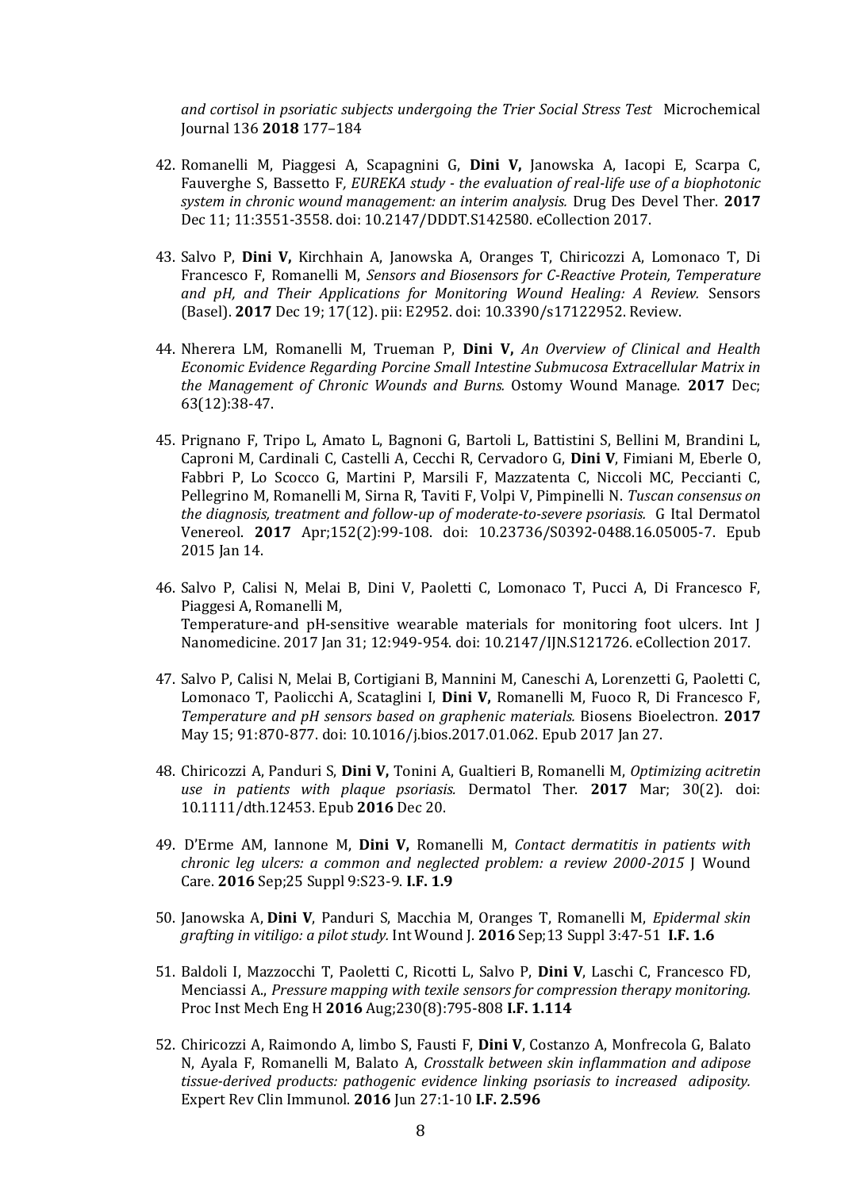*and cortisol in psoriatic subjects undergoing the Trier Social Stress Test* Microchemical Journal 136 **2018** 177–184

42. Romanelli M, Piaggesi A, Scapagnini G, **Dini V,** Janowska A, Iacopi E, Scarpa C, Fauverghe S, Bassetto F, *EUREKA study - the evaluation of real-life use of a biophotonic system in chronic wound management: an interim analysis.* Drug Des Devel Ther. **2017** Dec 11; 11:3551-3558. doi: 10.2147/DDDT.S142580. eCollection 2017.

43. Salvo P, **Dini V,** Kirchhain A, Janowska A, Oranges T, Chiricozzi A, Lomonaco T, Di Francesco F, Romanelli M, *Sensors and Biosensors for C-Reactive Protein, Temperature and pH, and Their Applications for Monitoring Wound Healing: A Review.* Sensors (Basel). **2017** Dec 19; 17(12). pii: E2952. doi: 10.3390/s17122952. Review.

44. Nherera LM, Romanelli M, Trueman P, **Dini V,** *An Overview of Clinical and Health Economic Evidence Regarding Porcine Small Intestine Submucosa Extracellular Matrix in the Management of Chronic Wounds and Burns.* Ostomy Wound Manage. **2017** Dec; 63(12):38-47.

45. Prignano F, Tripo L, Amato L, Bagnoni G, Bartoli L, Battistini S, Bellini M, Brandini L, Caproni M, Cardinali C, Castelli A, Cecchi R, Cervadoro G, **Dini V**, Fimiani M, Eberle O, Fabbri P, Lo Scocco G, Martini P, Marsili F, Mazzatenta C, Niccoli MC, Peccianti C, Pellegrino M, Romanelli M, Sirna R, Taviti F, Volpi V, Pimpinelli N. *Tuscan consensus on the diagnosis, treatment and follow-up of moderate-to-severe psoriasis.* G Ital Dermatol Venereol. **2017** Apr;152(2):99-108. doi: 10.23736/S0392-0488.16.05005-7. Epub 2015 Jan 14.

46. Salvo P, Calisi N, Melai B, Dini V, Paoletti C, Lomonaco T, Pucci A, Di Francesco F, Piaggesi A, Romanelli M,
Temperature-and pH-sensitive wearable materials for monitoring foot ulcers. Int J Nanomedicine. 2017 Jan 31; 12:949-954. doi: 10.2147/IJN.S121726. eCollection 2017.

47. Salvo P, Calisi N, Melai B, Cortigiani B, Mannini M, Caneschi A, Lorenzetti G, Paoletti C, Lomonaco T, Paolicchi A, Scataglini I, **Dini V,** Romanelli M, Fuoco R, Di Francesco F, *Temperature and pH sensors based on graphenic materials.* Biosens Bioelectron. **2017** May 15; 91:870-877. doi: 10.1016/j.bios.2017.01.062. Epub 2017 Jan 27.

48. Chiricozzi A, Panduri S, **Dini V,** Tonini A, Gualtieri B, Romanelli M, *Optimizing acitretin use in patients with plaque psoriasis.* Dermatol Ther. **2017** Mar; 30(2). doi: 10.1111/dth.12453. Epub **2016** Dec 20.

49. D'Erme AM, Iannone M, **Dini V,** Romanelli M, *Contact dermatitis in patients with chronic leg ulcers: a common and neglected problem: a review 2000-2015* J Wound Care. **2016** Sep;25 Suppl 9:S23-9. **I.F. 1.9**

50. Janowska A, **Dini V**, Panduri S, Macchia M, Oranges T, Romanelli M, *Epidermal skin grafting in vitiligo: a pilot study.* Int Wound J. **2016** Sep;13 Suppl 3:47-51 **I.F. 1.6**

51. Baldoli I, Mazzocchi T, Paoletti C, Ricotti L, Salvo P, **Dini V**, Laschi C, Francesco FD, Menciassi A., *Pressure mapping with texile sensors for compression therapy monitoring.* Proc Inst Mech Eng H **2016** Aug;230(8):795-808 **I.F. 1.114**

52. Chiricozzi A, Raimondo A, limbo S, Fausti F, **Dini V**, Costanzo A, Monfrecola G, Balato N, Ayala F, Romanelli M, Balato A, *Crosstalk between skin inflammation and adipose tissue-derived products: pathogenic evidence linking psoriasis to increased adiposity.* Expert Rev Clin Immunol. **2016** Jun 27:1-10 **I.F. 2.596**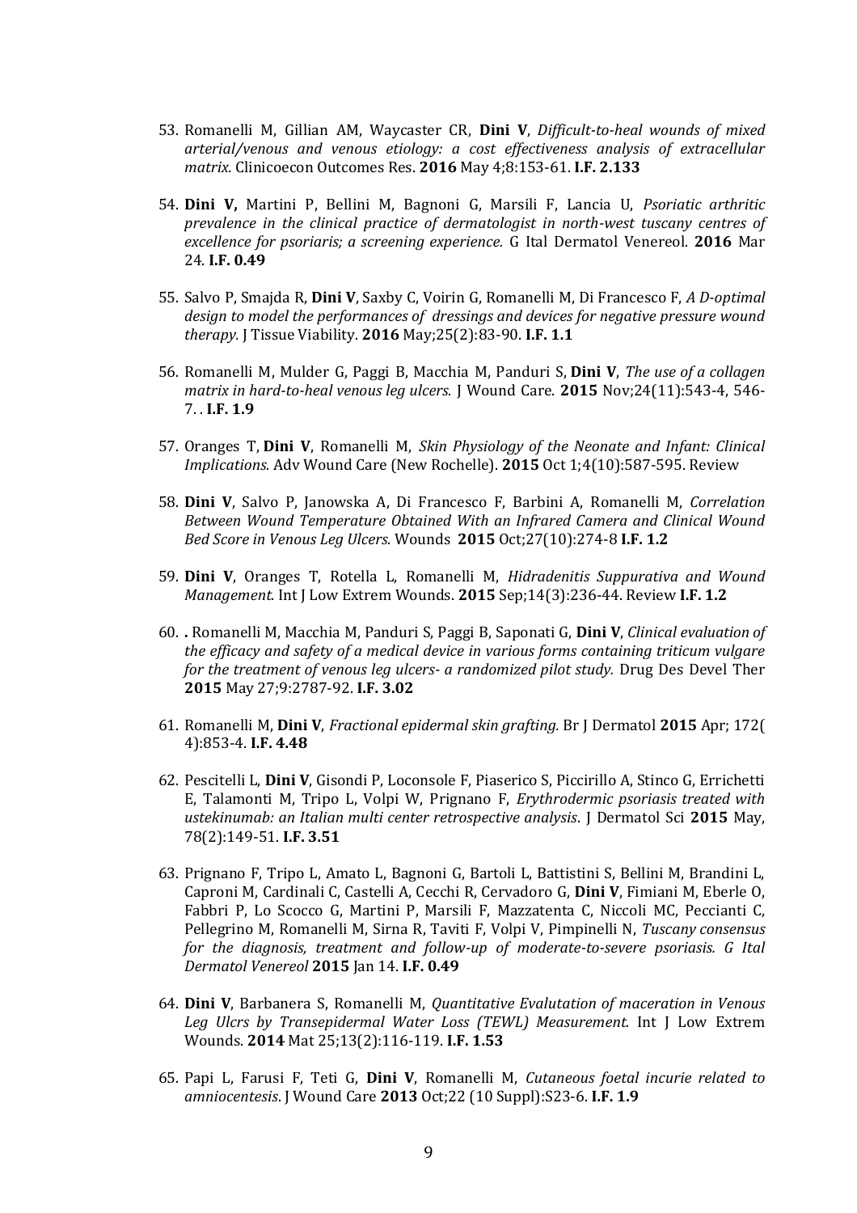53. Romanelli M, Gillian AM, Waycaster CR, **Dini V**, *Difficult-to-heal wounds of mixed arterial/venous and venous etiology: a cost effectiveness analysis of extracellular matrix.* Clinicoecon Outcomes Res. **2016** May 4;8:153-61. **I.F. 2.133**

54. **Dini V,** Martini P, Bellini M, Bagnoni G, Marsili F, Lancia U, *Psoriatic arthritic prevalence in the clinical practice of dermatologist in north-west tuscany centres of excellence for psoriaris; a screening experience.* G Ital Dermatol Venereol. **2016** Mar 24. **I.F. 0.49**

55. Salvo P, Smajda R, **Dini V**, Saxby C, Voirin G, Romanelli M, Di Francesco F, *A D-optimal design to model the performances of dressings and devices for negative pressure wound therapy.* J Tissue Viability. **2016** May;25(2):83-90. **I.F. 1.1**

56. Romanelli M, Mulder G, Paggi B, Macchia M, Panduri S, **Dini V**, *The use of a collagen matrix in hard-to-heal venous leg ulcers.* J Wound Care. **2015** Nov;24(11):543-4, 546-7. . **I.F. 1.9**

57. Oranges T, **Dini V**, Romanelli M, *Skin Physiology of the Neonate and Infant: Clinical Implications.* Adv Wound Care (New Rochelle). **2015** Oct 1;4(10):587-595. Review

58. **Dini V**, Salvo P, Janowska A, Di Francesco F, Barbini A, Romanelli M, *Correlation Between Wound Temperature Obtained With an Infrared Camera and Clinical Wound Bed Score in Venous Leg Ulcers.* Wounds **2015** Oct;27(10):274-8 **I.F. 1.2**

59. **Dini V**, Oranges T, Rotella L, Romanelli M, *Hidradenitis Suppurativa and Wound Management.* Int J Low Extrem Wounds. **2015** Sep;14(3):236-44. Review **I.F. 1.2**

60. **.** Romanelli M, Macchia M, Panduri S, Paggi B, Saponati G, **Dini V**, *Clinical evaluation of the efficacy and safety of a medical device in various forms containing triticum vulgare for the treatment of venous leg ulcers- a randomized pilot study.* Drug Des Devel Ther **2015** May 27;9:2787-92. **I.F. 3.02**

61. Romanelli M, **Dini V**, *Fractional epidermal skin grafting.* Br J Dermatol **2015** Apr; 172( 4):853-4. **I.F. 4.48**

62. Pescitelli L, **Dini V**, Gisondi P, Loconsole F, Piaserico S, Piccirillo A, Stinco G, Errichetti E, Talamonti M, Tripo L, Volpi W, Prignano F, *Erythrodermic psoriasis treated with ustekinumab: an Italian multi center retrospective analysis*. J Dermatol Sci **2015** May, 78(2):149-51. **I.F. 3.51**

63. Prignano F, Tripo L, Amato L, Bagnoni G, Bartoli L, Battistini S, Bellini M, Brandini L, Caproni M, Cardinali C, Castelli A, Cecchi R, Cervadoro G, **Dini V**, Fimiani M, Eberle O, Fabbri P, Lo Scocco G, Martini P, Marsili F, Mazzatenta C, Niccoli MC, Peccianti C, Pellegrino M, Romanelli M, Sirna R, Taviti F, Volpi V, Pimpinelli N, *Tuscany consensus for the diagnosis, treatment and follow-up of moderate-to-severe psoriasis. G Ital Dermatol Venereol* **2015** Jan 14. **I.F. 0.49**

64. **Dini V**, Barbanera S, Romanelli M, *Quantitative Evalutation of maceration in Venous Leg Ulcrs by Transepidermal Water Loss (TEWL) Measurement.* Int J Low Extrem Wounds. **2014** Mat 25;13(2):116-119. **I.F. 1.53**

65. Papi L, Farusi F, Teti G, **Dini V**, Romanelli M, *Cutaneous foetal incurie related to amniocentesis*. J Wound Care **2013** Oct;22 (10 Suppl):S23-6. **I.F. 1.9**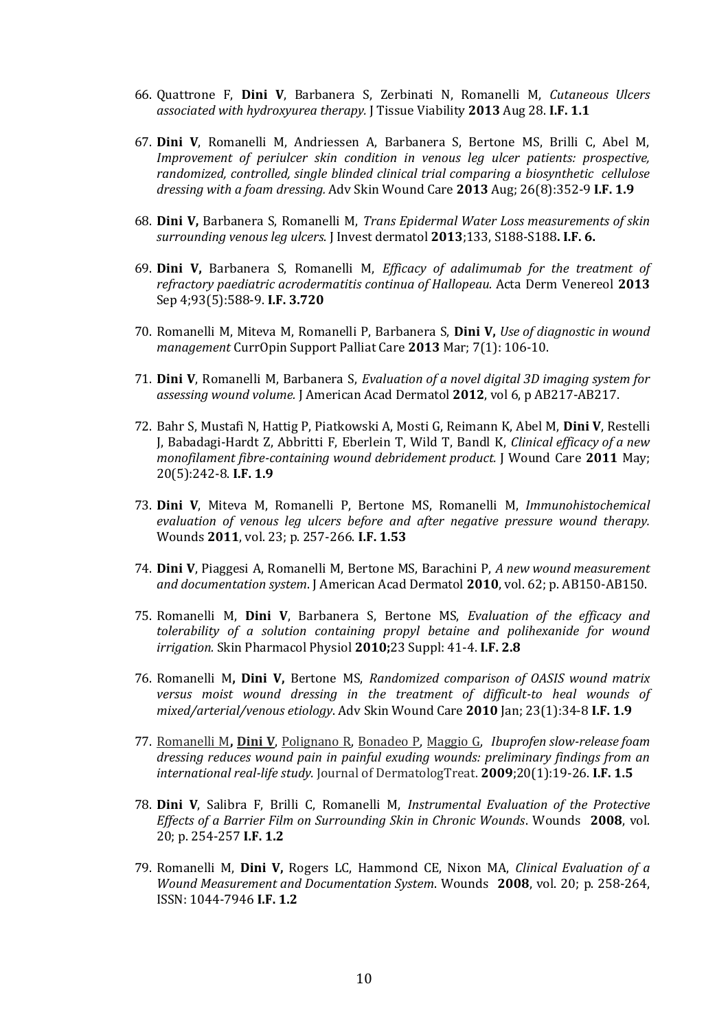66. Quattrone F, **Dini V**, Barbanera S, Zerbinati N, Romanelli M, *Cutaneous Ulcers associated with hydroxyurea therapy.* J Tissue Viability **2013** Aug 28. **I.F. 1.1**

67. **Dini V**, Romanelli M, Andriessen A, Barbanera S, Bertone MS, Brilli C, Abel M, *Improvement of periulcer skin condition in venous leg ulcer patients: prospective, randomized, controlled, single blinded clinical trial comparing a biosynthetic cellulose dressing with a foam dressing.* Adv Skin Wound Care **2013** Aug; 26(8):352-9 **I.F. 1.9**

68. **Dini V,** Barbanera S, Romanelli M, *Trans Epidermal Water Loss measurements of skin surrounding venous leg ulcers.* J Invest dermatol **2013**;133, S188-S188**. I.F. 6.**

69. **Dini V,** Barbanera S, Romanelli M, *Efficacy of adalimumab for the treatment of refractory paediatric acrodermatitis continua of Hallopeau.* Acta Derm Venereol **2013** Sep 4;93(5):588-9. **I.F. 3.720**

70. Romanelli M, Miteva M, Romanelli P, Barbanera S, **Dini V,** *Use of diagnostic in wound management* CurrOpin Support Palliat Care **2013** Mar; 7(1): 106-10.

71. **Dini V**, Romanelli M, Barbanera S, *Evaluation of a novel digital 3D imaging system for assessing wound volume.* J American Acad Dermatol **2012**, vol 6, p AB217-AB217.

72. Bahr S, Mustafi N, Hattig P, Piatkowski A, Mosti G, Reimann K, Abel M, **Dini V**, Restelli J, Babadagi-Hardt Z, Abbritti F, Eberlein T, Wild T, Bandl K, *Clinical efficacy of a new monofilament fibre-containing wound debridement product.* J Wound Care **2011** May; 20(5):242-8. **I.F. 1.9**

73. **Dini V**, Miteva M, Romanelli P, Bertone MS, Romanelli M, *Immunohistochemical evaluation of venous leg ulcers before and after negative pressure wound therapy.* Wounds **2011**, vol. 23; p. 257-266. **I.F. 1.53**

74. **Dini V**, Piaggesi A, Romanelli M, Bertone MS, Barachini P, *A new wound measurement and documentation system*. J American Acad Dermatol **2010**, vol. 62; p. AB150-AB150.

75. Romanelli M, **Dini V**, Barbanera S, Bertone MS, *Evaluation of the efficacy and tolerability of a solution containing propyl betaine and polihexanide for wound irrigation.* Skin Pharmacol Physiol **2010;**23 Suppl: 41-4. **I.F. 2.8**

76. Romanelli M**, Dini V,** Bertone MS, *Randomized comparison of OASIS wound matrix versus moist wound dressing in the treatment of difficult-to heal wounds of mixed/arterial/venous etiology*. Adv Skin Wound Care **2010** Jan; 23(1):34-8 **I.F. 1.9**

77. Romanelli M**, Dini V**, Polignano R, Bonadeo P, Maggio G, *Ibuprofen slow-release foam dressing reduces wound pain in painful exuding wounds: preliminary findings from an international real-life study.* Journal of DermatologTreat. **2009**;20(1):19-26. **I.F. 1.5**

78. **Dini V**, Salibra F, Brilli C, Romanelli M, *Instrumental Evaluation of the Protective Effects of a Barrier Film on Surrounding Skin in Chronic Wounds*. Wounds **2008**, vol. 20; p. 254-257 **I.F. 1.2**

79. Romanelli M, **Dini V,** Rogers LC, Hammond CE, Nixon MA, *Clinical Evaluation of a Wound Measurement and Documentation System*. Wounds **2008**, vol. 20; p. 258-264, ISSN: 1044-7946 **I.F. 1.2**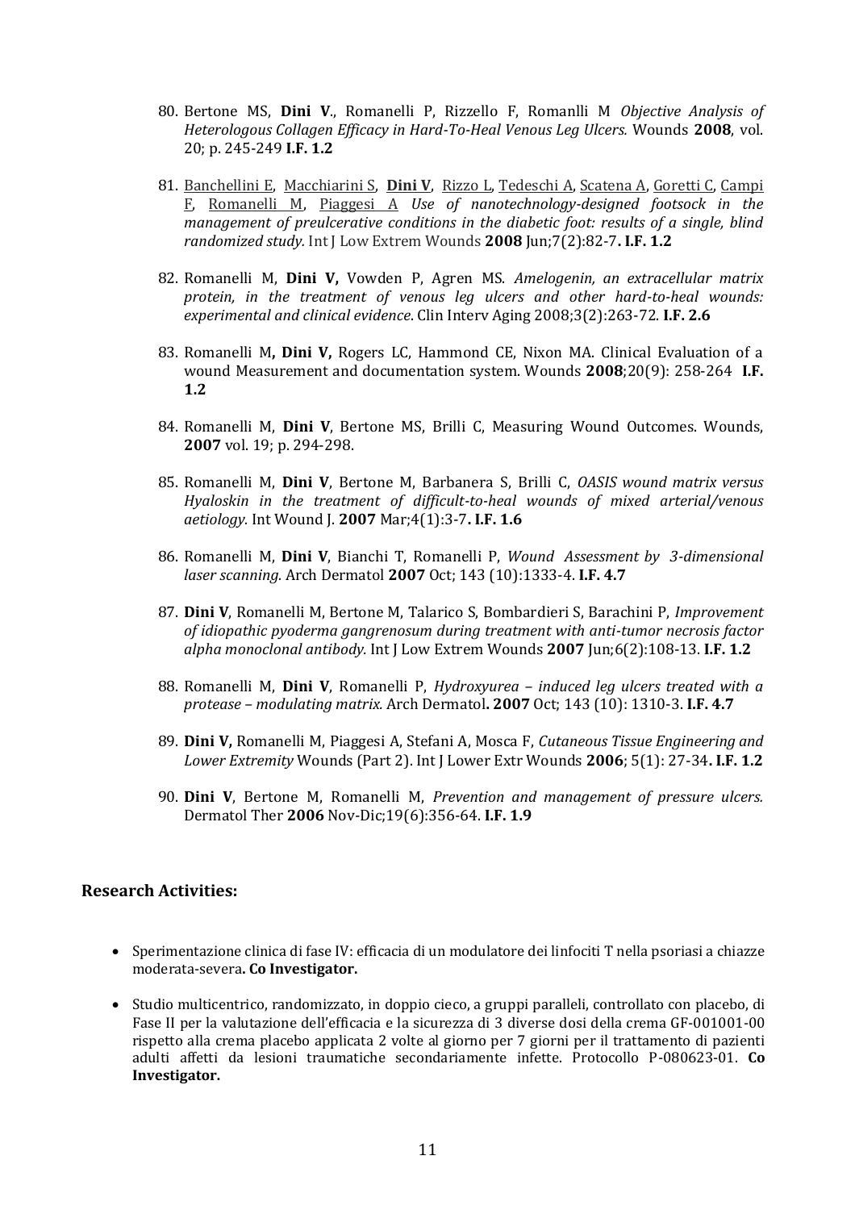80. Bertone MS, **Dini V**., Romanelli P, Rizzello F, Romanlli M *Objective Analysis of Heterologous Collagen Efficacy in Hard-To-Heal Venous Leg Ulcers.* Wounds **2008**, vol. 20; p. 245-249 **I.F. 1.2**

81. Banchellini E, Macchiarini S, **Dini V**, Rizzo L, Tedeschi A, Scatena A, Goretti C, Campi F, Romanelli M, Piaggesi A *Use of nanotechnology-designed footsock in the management of preulcerative conditions in the diabetic foot: results of a single, blind randomized study.* Int J Low Extrem Wounds **2008** Jun;7(2):82-7**. I.F. 1.2**

82. Romanelli M, **Dini V,** Vowden P, Agren MS. *Amelogenin, an extracellular matrix protein, in the treatment of venous leg ulcers and other hard-to-heal wounds: experimental and clinical evidence*. Clin Interv Aging 2008;3(2):263-72. **I.F. 2.6**

83. Romanelli M**, Dini V,** Rogers LC, Hammond CE, Nixon MA. Clinical Evaluation of a wound Measurement and documentation system. Wounds **2008**;20(9): 258-264 **I.F. 1.2**

84. Romanelli M, **Dini V**, Bertone MS, Brilli C, Measuring Wound Outcomes. Wounds, **2007** vol. 19; p. 294-298.

85. Romanelli M, **Dini V**, Bertone M, Barbanera S, Brilli C, *OASIS wound matrix versus Hyaloskin in the treatment of difficult-to-heal wounds of mixed arterial/venous aetiology.* Int Wound J. **2007** Mar;4(1):3-7**. I.F. 1.6**

86. Romanelli M, **Dini V**, Bianchi T, Romanelli P, *Wound Assessment by 3-dimensional laser scanning.* Arch Dermatol **2007** Oct; 143 (10):1333-4. **I.F. 4.7**

87. **Dini V**, Romanelli M, Bertone M, Talarico S, Bombardieri S, Barachini P, *Improvement of idiopathic pyoderma gangrenosum during treatment with anti-tumor necrosis factor alpha monoclonal antibody.* Int J Low Extrem Wounds **2007** Jun;6(2):108-13. **I.F. 1.2**

88. Romanelli M, **Dini V**, Romanelli P, *Hydroxyurea – induced leg ulcers treated with a protease – modulating matrix.* Arch Dermatol**. 2007** Oct; 143 (10): 1310-3. **I.F. 4.7**

89. **Dini V,** Romanelli M, Piaggesi A, Stefani A, Mosca F, *Cutaneous Tissue Engineering and Lower Extremity* Wounds (Part 2). Int J Lower Extr Wounds **2006**; 5(1): 27-34**. I.F. 1.2**

90. **Dini V**, Bertone M, Romanelli M, *Prevention and management of pressure ulcers.* Dermatol Ther **2006** Nov-Dic;19(6):356-64. **I.F. 1.9**

## Research Activities:

- Sperimentazione clinica di fase IV: efficacia di un modulatore dei linfociti T nella psoriasi a chiazze moderata-severa**. Co Investigator.**
- Studio multicentrico, randomizzato, in doppio cieco, a gruppi paralleli, controllato con placebo, di Fase II per la valutazione dell'efficacia e la sicurezza di 3 diverse dosi della crema GF-001001-00 rispetto alla crema placebo applicata 2 volte al giorno per 7 giorni per il trattamento di pazienti adulti affetti da lesioni traumatiche secondariamente infette. Protocollo P-080623-01. **Co Investigator.**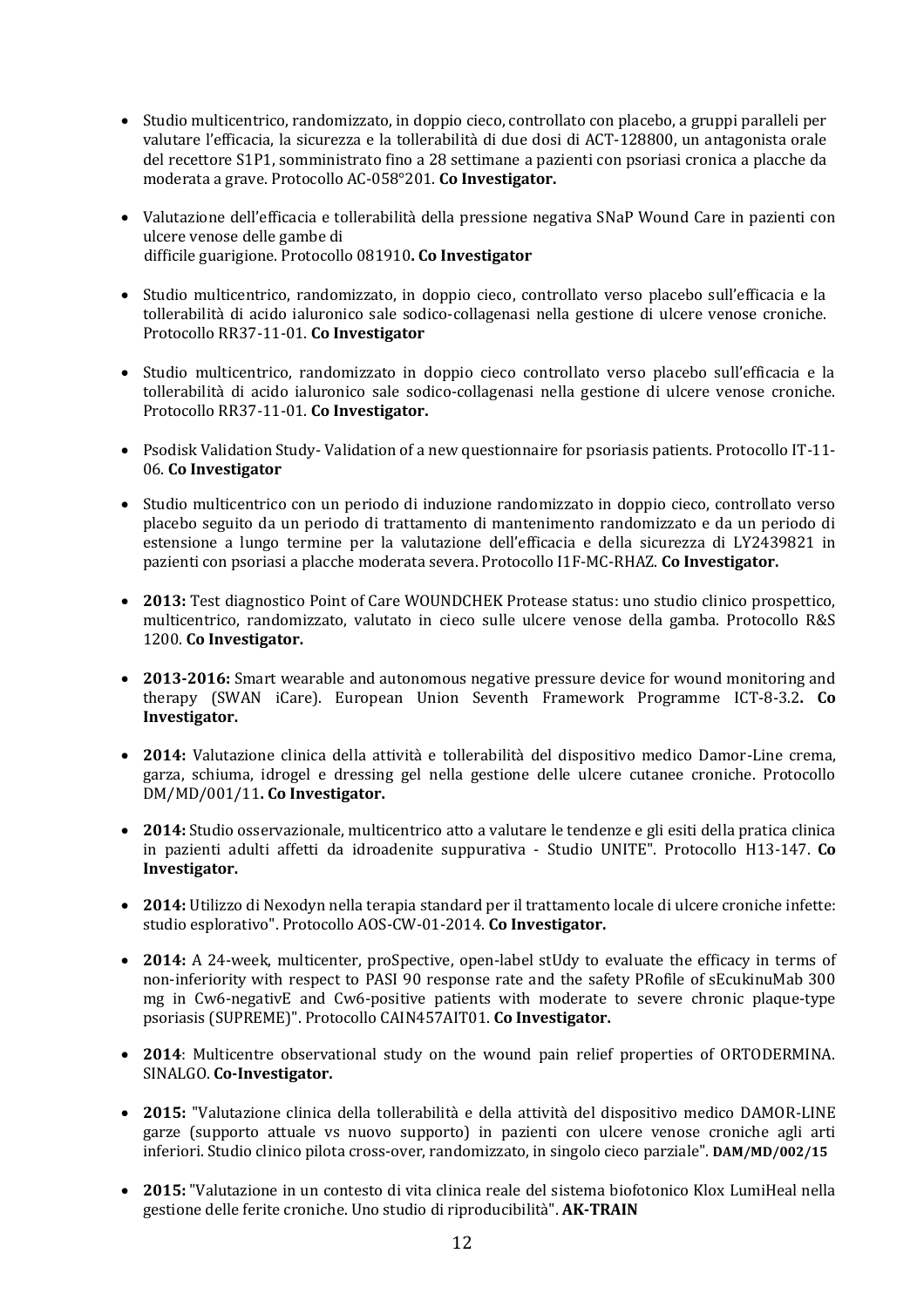- Studio multicentrico, randomizzato, in doppio cieco, controllato con placebo, a gruppi paralleli per valutare l'efficacia, la sicurezza e la tollerabilità di due dosi di ACT-128800, un antagonista orale del recettore S1P1, somministrato fino a 28 settimane a pazienti con psoriasi cronica a placche da moderata a grave. Protocollo AC-058°201. **Co Investigator.**

- Valutazione dell'efficacia e tollerabilità della pressione negativa SNaP Wound Care in pazienti con ulcere venose delle gambe di difficile guarigione. Protocollo 081910**. Co Investigator**

- Studio multicentrico, randomizzato, in doppio cieco, controllato verso placebo sull'efficacia e la tollerabilità di acido ialuronico sale sodico-collagenasi nella gestione di ulcere venose croniche. Protocollo RR37-11-01. **Co Investigator**

- Studio multicentrico, randomizzato in doppio cieco controllato verso placebo sull'efficacia e la tollerabilità di acido ialuronico sale sodico-collagenasi nella gestione di ulcere venose croniche. Protocollo RR37-11-01. **Co Investigator.**

- Psodisk Validation Study- Validation of a new questionnaire for psoriasis patients. Protocollo IT-11-06. **Co Investigator**

- Studio multicentrico con un periodo di induzione randomizzato in doppio cieco, controllato verso placebo seguito da un periodo di trattamento di mantenimento randomizzato e da un periodo di estensione a lungo termine per la valutazione dell'efficacia e della sicurezza di LY2439821 in pazienti con psoriasi a placche moderata severa. Protocollo I1F-MC-RHAZ. **Co Investigator.**

- **2013:** Test diagnostico Point of Care WOUNDCHEK Protease status: uno studio clinico prospettico, multicentrico, randomizzato, valutato in cieco sulle ulcere venose della gamba. Protocollo R&S 1200. **Co Investigator.**

- **2013-2016:** Smart wearable and autonomous negative pressure device for wound monitoring and therapy (SWAN iCare). European Union Seventh Framework Programme ICT-8-3.2**. Co Investigator.**

- **2014:** Valutazione clinica della attività e tollerabilità del dispositivo medico Damor-Line crema, garza, schiuma, idrogel e dressing gel nella gestione delle ulcere cutanee croniche. Protocollo DM/MD/001/11**. Co Investigator.**

- **2014:** Studio osservazionale, multicentrico atto a valutare le tendenze e gli esiti della pratica clinica in pazienti adulti affetti da idroadenite suppurativa - Studio UNITE". Protocollo H13-147. **Co Investigator.**

- **2014:** Utilizzo di Nexodyn nella terapia standard per il trattamento locale di ulcere croniche infette: studio esplorativo". Protocollo AOS-CW-01-2014. **Co Investigator.**

- **2014:** A 24-week, multicenter, proSpective, open-label stUdy to evaluate the efficacy in terms of non-inferiority with respect to PASI 90 response rate and the safety PRofile of sEcukinuMab 300 mg in Cw6-negativE and Cw6-positive patients with moderate to severe chronic plaque-type psoriasis (SUPREME)". Protocollo CAIN457AIT01. **Co Investigator.**

- **2014**: Multicentre observational study on the wound pain relief properties of ORTODERMINA. SINALGO. **Co-Investigator.**

- **2015:** "Valutazione clinica della tollerabilità e della attività del dispositivo medico DAMOR-LINE garze (supporto attuale vs nuovo supporto) in pazienti con ulcere venose croniche agli arti inferiori. Studio clinico pilota cross-over, randomizzato, in singolo cieco parziale". **DAM/MD/002/15**

- **2015:** "Valutazione in un contesto di vita clinica reale del sistema biofotonico Klox LumiHeal nella gestione delle ferite croniche. Uno studio di riproducibilità". **AK-TRAIN**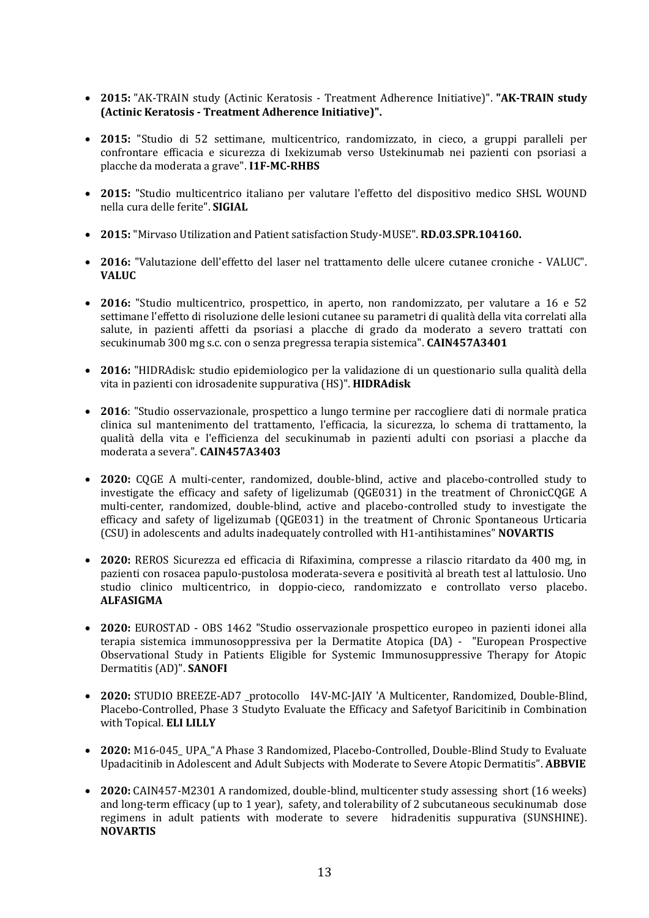- **2015:** "AK-TRAIN study (Actinic Keratosis - Treatment Adherence Initiative)". **"AK-TRAIN study (Actinic Keratosis - Treatment Adherence Initiative)".**

- **2015:** "Studio di 52 settimane, multicentrico, randomizzato, in cieco, a gruppi paralleli per confrontare efficacia e sicurezza di Ixekizumab verso Ustekinumab nei pazienti con psoriasi a placche da moderata a grave". **I1F-MC-RHBS**

- **2015:** "Studio multicentrico italiano per valutare l'effetto del dispositivo medico SHSL WOUND nella cura delle ferite". **SIGIAL**

- **2015:** "Mirvaso Utilization and Patient satisfaction Study-MUSE". **RD.03.SPR.104160.**

- **2016:** "Valutazione dell'effetto del laser nel trattamento delle ulcere cutanee croniche - VALUC". **VALUC**

- **2016:** "Studio multicentrico, prospettico, in aperto, non randomizzato, per valutare a 16 e 52 settimane l'effetto di risoluzione delle lesioni cutanee su parametri di qualità della vita correlati alla salute, in pazienti affetti da psoriasi a placche di grado da moderato a severo trattati con secukinumab 300 mg s.c. con o senza pregressa terapia sistemica". **CAIN457A3401**

- **2016:** "HIDRAdisk: studio epidemiologico per la validazione di un questionario sulla qualità della vita in pazienti con idrosadenite suppurativa (HS)". **HIDRAdisk**

- **2016**: "Studio osservazionale, prospettico a lungo termine per raccogliere dati di normale pratica clinica sul mantenimento del trattamento, l'efficacia, la sicurezza, lo schema di trattamento, la qualità della vita e l'efficienza del secukinumab in pazienti adulti con psoriasi a placche da moderata a severa". **CAIN457A3403**

- **2020:** CQGE A multi-center, randomized, double-blind, active and placebo-controlled study to investigate the efficacy and safety of ligelizumab (QGE031) in the treatment of ChronicCQGE A multi-center, randomized, double-blind, active and placebo-controlled study to investigate the efficacy and safety of ligelizumab (QGE031) in the treatment of Chronic Spontaneous Urticaria (CSU) in adolescents and adults inadequately controlled with H1-antihistamines" **NOVARTIS**

- **2020:** REROS Sicurezza ed efficacia di Rifaximina, compresse a rilascio ritardato da 400 mg, in pazienti con rosacea papulo-pustolosa moderata-severa e positività al breath test al lattulosio. Uno studio clinico multicentrico, in doppio-cieco, randomizzato e controllato verso placebo. **ALFASIGMA**

- **2020:** EUROSTAD - OBS 1462 "Studio osservazionale prospettico europeo in pazienti idonei alla terapia sistemica immunosoppressiva per la Dermatite Atopica (DA) - "European Prospective Observational Study in Patients Eligible for Systemic Immunosuppressive Therapy for Atopic Dermatitis (AD)". **SANOFI**

- **2020:** STUDIO BREEZE-AD7 _protocollo I4V-MC-JAIY 'A Multicenter, Randomized, Double-Blind, Placebo-Controlled, Phase 3 Studyto Evaluate the Efficacy and Safetyof Baricitinib in Combination with Topical. **ELI LILLY**

- **2020:** M16-045_ UPA_"A Phase 3 Randomized, Placebo-Controlled, Double-Blind Study to Evaluate Upadacitinib in Adolescent and Adult Subjects with Moderate to Severe Atopic Dermatitis". **ABBVIE**

- **2020:** CAIN457-M2301 A randomized, double-blind, multicenter study assessing short (16 weeks) and long-term efficacy (up to 1 year), safety, and tolerability of 2 subcutaneous secukinumab dose regimens in adult patients with moderate to severe hidradenitis suppurativa (SUNSHINE). **NOVARTIS**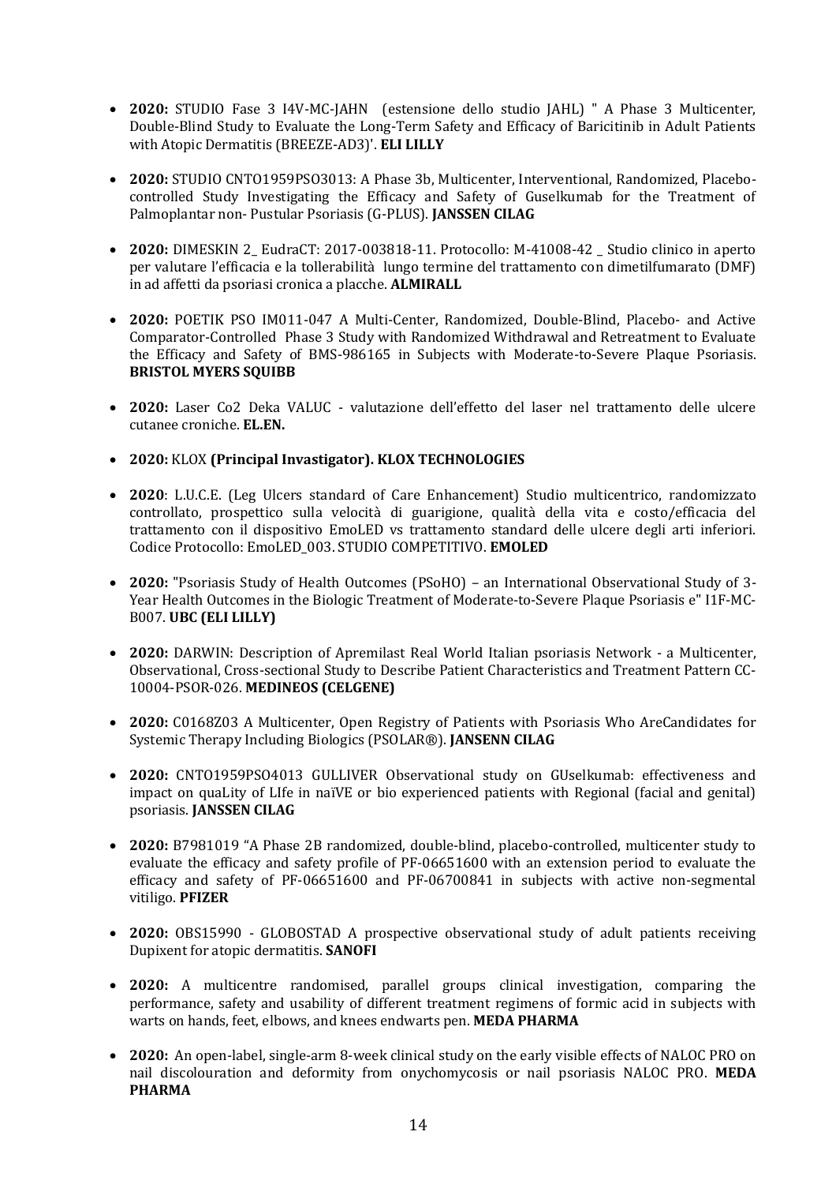- **2020:** STUDIO Fase 3 I4V-MC-JAHN (estensione dello studio JAHL) " A Phase 3 Multicenter, Double-Blind Study to Evaluate the Long-Term Safety and Efficacy of Baricitinib in Adult Patients with Atopic Dermatitis (BREEZE-AD3)'. **ELI LILLY**

- **2020:** STUDIO CNTO1959PSO3013: A Phase 3b, Multicenter, Interventional, Randomized, Placebo-controlled Study Investigating the Efficacy and Safety of Guselkumab for the Treatment of Palmoplantar non- Pustular Psoriasis (G-PLUS). **JANSSEN CILAG**

- **2020:** DIMESKIN 2_ EudraCT: 2017-003818-11. Protocollo: M-41008-42 _ Studio clinico in aperto per valutare l'efficacia e la tollerabilità lungo termine del trattamento con dimetilfumarato (DMF) in ad affetti da psoriasi cronica a placche. **ALMIRALL**

- **2020:** POETIK PSO IM011-047 A Multi-Center, Randomized, Double-Blind, Placebo- and Active Comparator-Controlled Phase 3 Study with Randomized Withdrawal and Retreatment to Evaluate the Efficacy and Safety of BMS-986165 in Subjects with Moderate-to-Severe Plaque Psoriasis. **BRISTOL MYERS SQUIBB**

- **2020:** Laser Co2 Deka VALUC - valutazione dell'effetto del laser nel trattamento delle ulcere cutanee croniche. **EL.EN.**

- **2020:** KLOX **(Principal Invastigator). KLOX TECHNOLOGIES**

- **2020**: L.U.C.E. (Leg Ulcers standard of Care Enhancement) Studio multicentrico, randomizzato controllato, prospettico sulla velocità di guarigione, qualità della vita e costo/efficacia del trattamento con il dispositivo EmoLED vs trattamento standard delle ulcere degli arti inferiori. Codice Protocollo: EmoLED_003. STUDIO COMPETITIVO. **EMOLED**

- **2020:** "Psoriasis Study of Health Outcomes (PSoHO) – an International Observational Study of 3-Year Health Outcomes in the Biologic Treatment of Moderate-to-Severe Plaque Psoriasis e" I1F-MC-B007. **UBC (ELI LILLY)**

- **2020:** DARWIN: Description of Apremilast Real World Italian psoriasis Network - a Multicenter, Observational, Cross-sectional Study to Describe Patient Characteristics and Treatment Pattern CC-10004-PSOR-026. **MEDINEOS (CELGENE)**

- **2020:** C0168Z03 A Multicenter, Open Registry of Patients with Psoriasis Who AreCandidates for Systemic Therapy Including Biologics (PSOLAR®). **JANSENN CILAG**

- **2020:** CNTO1959PSO4013 GULLIVER Observational study on GUselkumab: effectiveness and impact on quaLity of LIfe in naïVE or bio experienced patients with Regional (facial and genital) psoriasis. **JANSSEN CILAG**

- **2020:** B7981019 "A Phase 2B randomized, double-blind, placebo-controlled, multicenter study to evaluate the efficacy and safety profile of PF-06651600 with an extension period to evaluate the efficacy and safety of PF-06651600 and PF-06700841 in subjects with active non-segmental vitiligo. **PFIZER**

- **2020:** OBS15990 - GLOBOSTAD A prospective observational study of adult patients receiving Dupixent for atopic dermatitis. **SANOFI**

- **2020:** A multicentre randomised, parallel groups clinical investigation, comparing the performance, safety and usability of different treatment regimens of formic acid in subjects with warts on hands, feet, elbows, and knees endwarts pen. **MEDA PHARMA**

- **2020:** An open-label, single-arm 8-week clinical study on the early visible effects of NALOC PRO on nail discolouration and deformity from onychomycosis or nail psoriasis NALOC PRO. **MEDA PHARMA**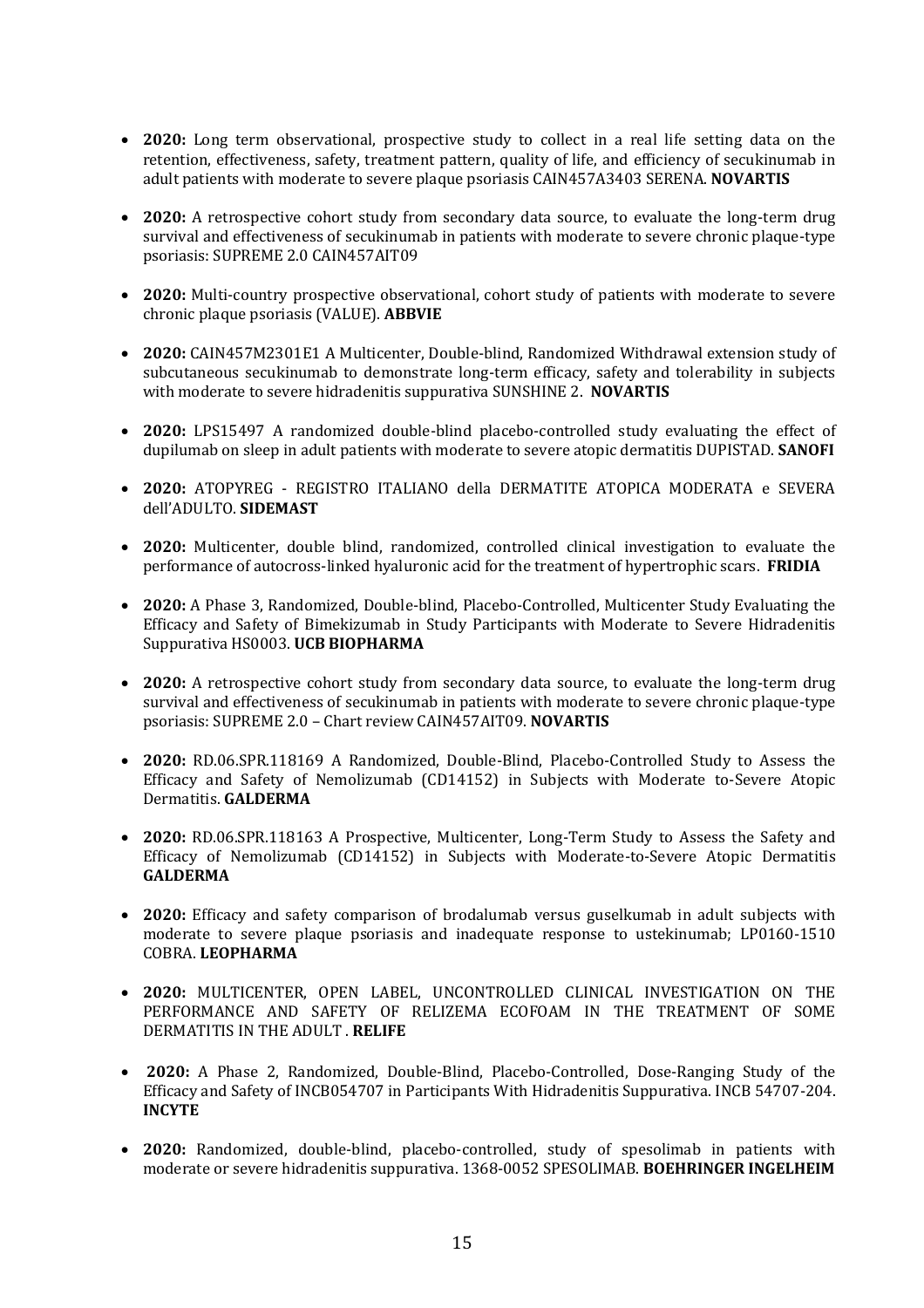- **2020:** Long term observational, prospective study to collect in a real life setting data on the retention, effectiveness, safety, treatment pattern, quality of life, and efficiency of secukinumab in adult patients with moderate to severe plaque psoriasis CAIN457A3403 SERENA. **NOVARTIS**

- **2020:** A retrospective cohort study from secondary data source, to evaluate the long-term drug survival and effectiveness of secukinumab in patients with moderate to severe chronic plaque-type psoriasis: SUPREME 2.0 CAIN457AIT09

- **2020:** Multi-country prospective observational, cohort study of patients with moderate to severe chronic plaque psoriasis (VALUE). **ABBVIE**

- **2020:** CAIN457M2301E1 A Multicenter, Double-blind, Randomized Withdrawal extension study of subcutaneous secukinumab to demonstrate long-term efficacy, safety and tolerability in subjects with moderate to severe hidradenitis suppurativa SUNSHINE 2. **NOVARTIS**

- **2020:** LPS15497 A randomized double-blind placebo-controlled study evaluating the effect of dupilumab on sleep in adult patients with moderate to severe atopic dermatitis DUPISTAD. **SANOFI**

- **2020:** ATOPYREG - REGISTRO ITALIANO della DERMATITE ATOPICA MODERATA e SEVERA dell'ADULTO. **SIDEMAST**

- **2020:** Multicenter, double blind, randomized, controlled clinical investigation to evaluate the performance of autocross-linked hyaluronic acid for the treatment of hypertrophic scars. **FRIDIA**

- **2020:** A Phase 3, Randomized, Double-blind, Placebo-Controlled, Multicenter Study Evaluating the Efficacy and Safety of Bimekizumab in Study Participants with Moderate to Severe Hidradenitis Suppurativa HS0003. **UCB BIOPHARMA**

- **2020:** A retrospective cohort study from secondary data source, to evaluate the long-term drug survival and effectiveness of secukinumab in patients with moderate to severe chronic plaque-type psoriasis: SUPREME 2.0 – Chart review CAIN457AIT09. **NOVARTIS**

- **2020:** RD.06.SPR.118169 A Randomized, Double-Blind, Placebo-Controlled Study to Assess the Efficacy and Safety of Nemolizumab (CD14152) in Subjects with Moderate to-Severe Atopic Dermatitis. **GALDERMA**

- **2020:** RD.06.SPR.118163 A Prospective, Multicenter, Long-Term Study to Assess the Safety and Efficacy of Nemolizumab (CD14152) in Subjects with Moderate-to-Severe Atopic Dermatitis **GALDERMA**

- **2020:** Efficacy and safety comparison of brodalumab versus guselkumab in adult subjects with moderate to severe plaque psoriasis and inadequate response to ustekinumab; LP0160-1510 COBRA. **LEOPHARMA**

- **2020:** MULTICENTER, OPEN LABEL, UNCONTROLLED CLINICAL INVESTIGATION ON THE PERFORMANCE AND SAFETY OF RELIZEMA ECOFOAM IN THE TREATMENT OF SOME DERMATITIS IN THE ADULT . **RELIFE**

- **2020:** A Phase 2, Randomized, Double-Blind, Placebo-Controlled, Dose-Ranging Study of the Efficacy and Safety of INCB054707 in Participants With Hidradenitis Suppurativa. INCB 54707-204. **INCYTE**

- **2020:** Randomized, double-blind, placebo-controlled, study of spesolimab in patients with moderate or severe hidradenitis suppurativa. 1368-0052 SPESOLIMAB. **BOEHRINGER INGELHEIM**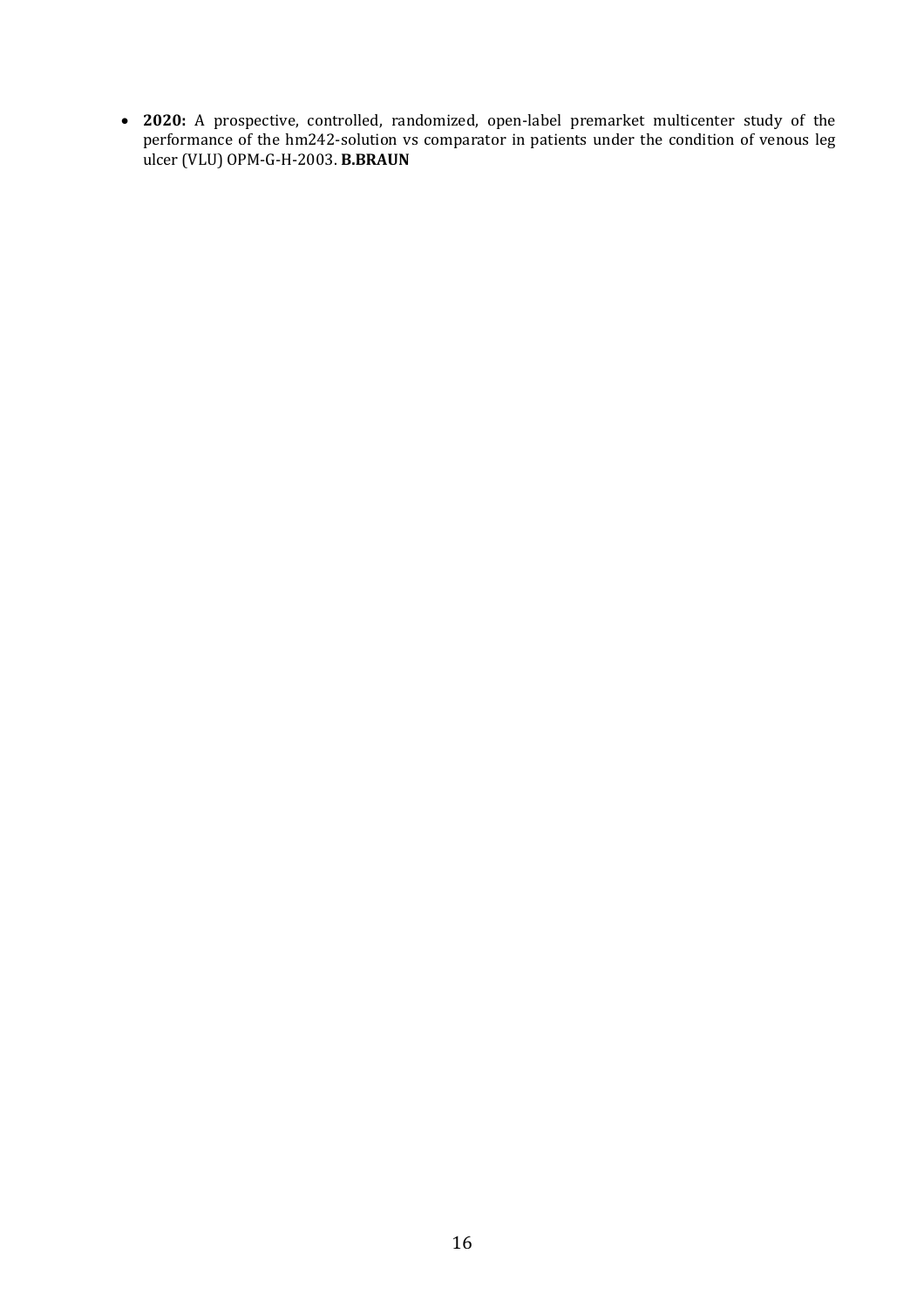- **2020:** A prospective, controlled, randomized, open-label premarket multicenter study of the performance of the hm242-solution vs comparator in patients under the condition of venous leg ulcer (VLU) OPM-G-H-2003. **B.BRAUN**